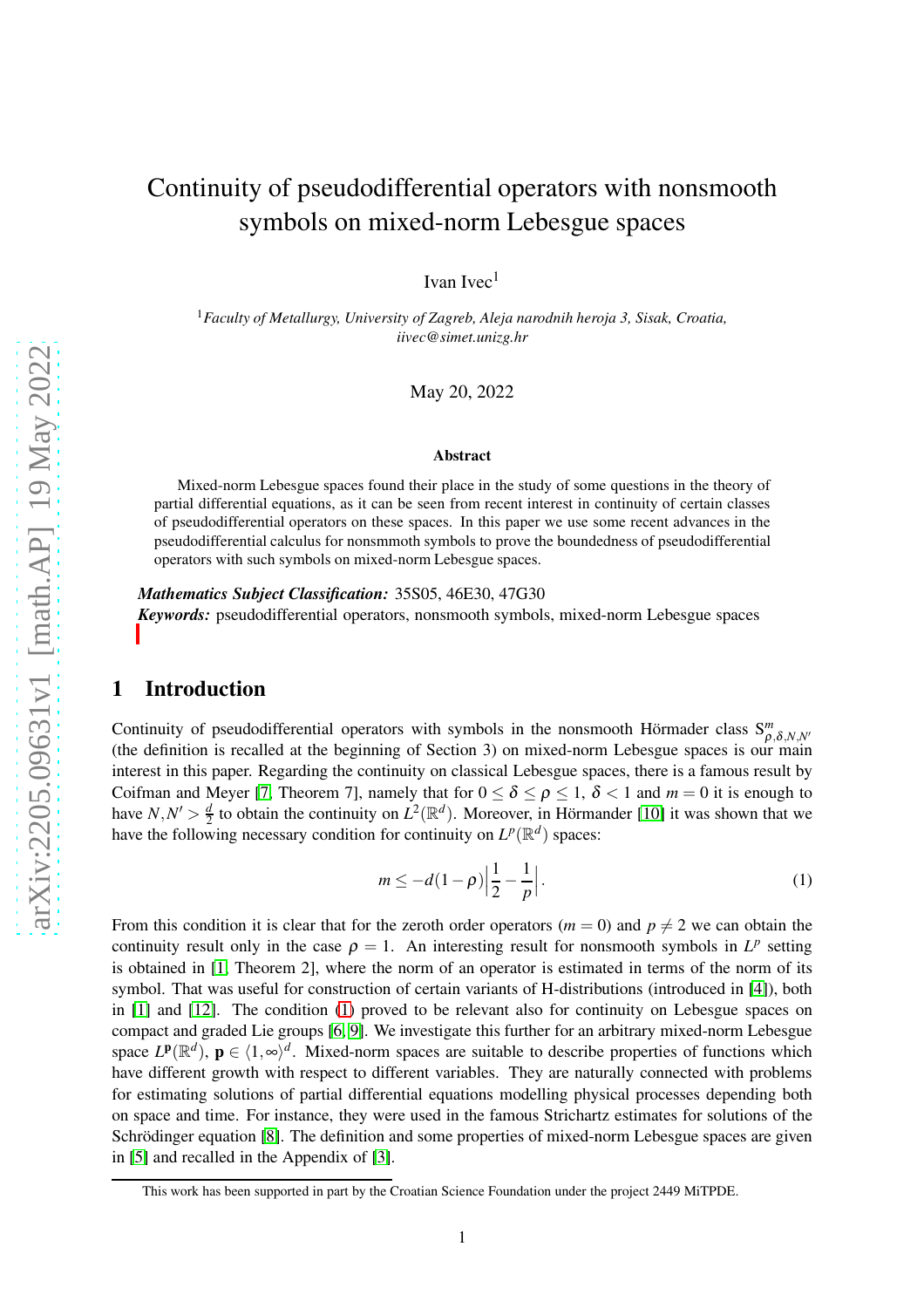# Continuity of pseudodifferential operators with nonsmooth symbols on mixed-norm Lebesgue spaces

Ivan Ivec[1]

[1] *Faculty of Metallurgy, University of Zagreb, Aleja narodnih heroja 3, Sisak, Croatia, iivec@simet.unizg.hr*

May 20, 2022

**Abstract**

Mixed-norm Lebesgue spaces found their place in the study of some questions in the theory of partial differential equations, as it can be seen from recent interest in continuity of certain classes of pseudodifferential operators on these spaces. In this paper we use some recent advances in the pseudodifferential calculus for nonsmooth symbols to prove the boundedness of pseudodifferential operators with such symbols on mixed-norm Lebesgue spaces.

***Mathematics Subject Classification:*** 35S05, 46E30, 47G30

***Keywords:*** pseudodifferential operators, nonsmooth symbols, mixed-norm Lebesgue spaces

## 1 Introduction

Continuity of pseudodifferential operators with symbols in the nonsmooth Hörmander class $S^m_{\rho,\delta,N,N'}$ (the definition is recalled at the beginning of Section 3) on mixed-norm Lebesgue spaces is our main interest in this paper. Regarding the continuity on classical Lebesgue spaces, there is a famous result by Coifman and Meyer [7, Theorem 7], namely that for $0 \leq \delta \leq \rho \leq 1$, $\delta < 1$ and $m = 0$ it is enough to have $N, N' > \frac{d}{2}$ to obtain the continuity on $L^2(\mathbb{R}^d)$. Moreover, in Hörmander [10] it was shown that we have the following necessary condition for continuity on $L^p(\mathbb{R}^d)$ spaces:

$$m \leq -d(1-\rho)\left|\frac{1}{2} - \frac{1}{p}\right|. \tag{1}$$

From this condition it is clear that for the zeroth order operators ($m = 0$) and $p \neq 2$ we can obtain the continuity result only in the case $\rho = 1$. An interesting result for nonsmooth symbols in $L^p$ setting is obtained in [1, Theorem 2], where the norm of an operator is estimated in terms of the norm of its symbol. That was useful for construction of certain variants of H-distributions (introduced in [4]), both in [1] and [12]. The condition (1) proved to be relevant also for continuity on Lebesgue spaces on compact and graded Lie groups [6, 9]. We investigate this further for an arbitrary mixed-norm Lebesgue space $L^{\mathbf{p}}(\mathbb{R}^d)$, $\mathbf{p} \in \langle 1, \infty \rangle^d$. Mixed-norm spaces are suitable to describe properties of functions which have different growth with respect to different variables. They are naturally connected with problems for estimating solutions of partial differential equations modelling physical processes depending both on space and time. For instance, they were used in the famous Strichartz estimates for solutions of the Schrödinger equation [8]. The definition and some properties of mixed-norm Lebesgue spaces are given in [5] and recalled in the Appendix of [3].

This work has been supported in part by the Croatian Science Foundation under the project 2449 MiTPDE.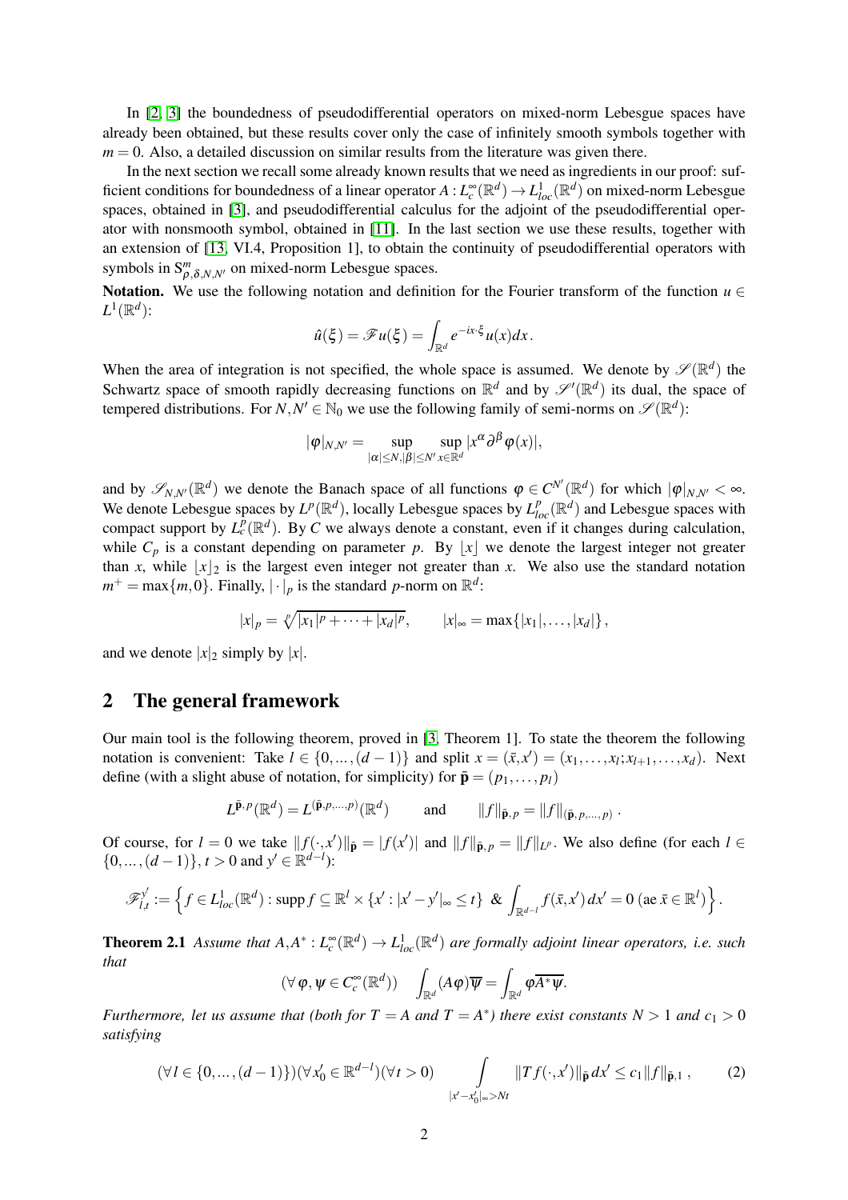In [2, 3] the boundedness of pseudodifferential operators on mixed-norm Lebesgue spaces have already been obtained, but these results cover only the case of infinitely smooth symbols together with $m = 0$. Also, a detailed discussion on similar results from the literature was given there.

In the next section we recall some already known results that we need as ingredients in our proof: sufficient conditions for boundedness of a linear operator $A : L^\infty_c(\mathbb{R}^d) \to L^1_{loc}(\mathbb{R}^d)$ on mixed-norm Lebesgue spaces, obtained in [3], and pseudodifferential calculus for the adjoint of the pseudodifferential operator with nonsmooth symbol, obtained in [11]. In the last section we use these results, together with an extension of [13, VI.4, Proposition 1], to obtain the continuity of pseudodifferential operators with symbols in $\mathrm{S}^m_{\rho,\delta,N,N'}$ on mixed-norm Lebesgue spaces.

**Notation.** We use the following notation and definition for the Fourier transform of the function $u \in L^1(\mathbb{R}^d)$:

$$\hat{u}(\xi) = \mathscr{F}u(\xi) = \int_{\mathbb{R}^d} e^{-ix\cdot\xi} u(x)dx .$$

When the area of integration is not specified, the whole space is assumed. We denote by $\mathscr{S}(\mathbb{R}^d)$ the Schwartz space of smooth rapidly decreasing functions on $\mathbb{R}^d$ and by $\mathscr{S}'(\mathbb{R}^d)$ its dual, the space of tempered distributions. For $N, N' \in \mathbb{N}_0$ we use the following family of semi-norms on $\mathscr{S}(\mathbb{R}^d)$:

$$|\varphi|_{N,N'} = \sup_{|\alpha|\le N, |\beta|\le N'} \sup_{x\in\mathbb{R}^d} |x^\alpha \partial^\beta \varphi(x)|,$$

and by $\mathscr{S}_{N,N'}(\mathbb{R}^d)$ we denote the Banach space of all functions $\varphi \in C^{N'}(\mathbb{R}^d)$ for which $|\varphi|_{N,N'} < \infty$. We denote Lebesgue spaces by $L^p(\mathbb{R}^d)$, locally Lebesgue spaces by $L^p_{loc}(\mathbb{R}^d)$ and Lebesgue spaces with compact support by $L^p_c(\mathbb{R}^d)$. By $C$ we always denote a constant, even if it changes during calculation, while $C_p$ is a constant depending on parameter $p$. By $\lfloor x \rfloor$ we denote the largest integer not greater than $x$, while $\lfloor x \rfloor_2$ is the largest even integer not greater than $x$. We also use the standard notation $m^+ = \max\{m, 0\}$. Finally, $|\cdot|_p$ is the standard $p$-norm on $\mathbb{R}^d$:

$$|x|_p = \sqrt[p]{|x_1|^p + \cdots + |x_d|^p}, \qquad |x|_\infty = \max\{|x_1|, \ldots, |x_d|\},$$

and we denote $|x|_2$ simply by $|x|$.

## 2 The general framework

Our main tool is the following theorem, proved in [3, Theorem 1]. To state the theorem the following notation is convenient: Take $l \in \{0, \ldots, (d-1)\}$ and split $x = (\bar{x}, x') = (x_1, \ldots, x_l; x_{l+1}, \ldots, x_d)$. Next define (with a slight abuse of notation, for simplicity) for $\bar{\mathbf{p}} = (p_1, \ldots, p_l)$

$$L^{\bar{\mathbf{p}},p}(\mathbb{R}^d) = L^{(\bar{\mathbf{p}},p,\ldots,p)}(\mathbb{R}^d) \qquad \text{and} \qquad \|f\|_{\bar{\mathbf{p}},p} = \|f\|_{(\bar{\mathbf{p}},p,\ldots,p)} .$$

Of course, for $l = 0$ we take $\|f(\cdot, x')\|_{\bar{\mathbf{p}}} = |f(x')|$ and $\|f\|_{\bar{\mathbf{p}},p} = \|f\|_{L^p}$. We also define (for each $l \in \{0, \ldots, (d-1)\}$, $t > 0$ and $y' \in \mathbb{R}^{d-l}$):

$$\mathscr{F}^{y'}_{l,t} := \left\{ f \in L^1_{loc}(\mathbb{R}^d) : \operatorname{supp} f \subseteq \mathbb{R}^l \times \{x' : |x' - y'|_\infty \le t\} \ \& \ \int_{\mathbb{R}^{d-l}} f(\bar{x}, x')\, dx' = 0 \ (\text{ae } \bar{x} \in \mathbb{R}^l) \right\}.$$

**Theorem 2.1** *Assume that $A, A^* : L^\infty_c(\mathbb{R}^d) \to L^1_{loc}(\mathbb{R}^d)$ are formally adjoint linear operators, i.e. such that*

$$(\forall\, \varphi, \psi \in C^\infty_c(\mathbb{R}^d)) \quad \int_{\mathbb{R}^d} (A\varphi)\overline{\psi} = \int_{\mathbb{R}^d} \varphi \overline{A^*\psi}.$$

*Furthermore, let us assume that (both for $T = A$ and $T = A^*$) there exist constants $N > 1$ and $c_1 > 0$ satisfying*

$$(\forall\, l \in \{0, \ldots, (d-1)\})(\forall x'_0 \in \mathbb{R}^{d-l})(\forall t > 0) \quad \int\limits_{|x'-x'_0|_\infty > Nt} \|Tf(\cdot, x')\|_{\bar{\mathbf{p}}}\, dx' \le c_1 \|f\|_{\bar{\mathbf{p}},1}\,, \tag{2}$$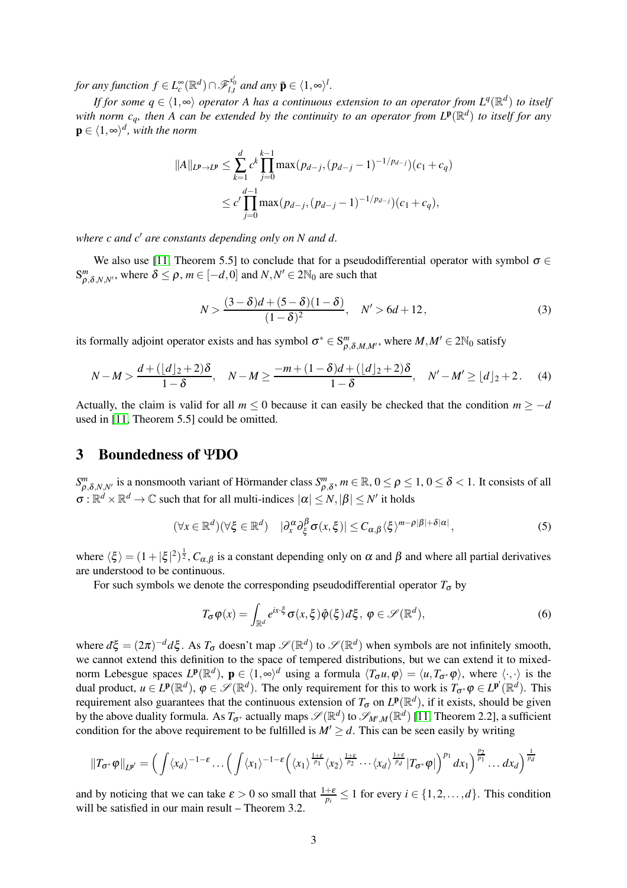*for any function $f \in L^\infty_c(\mathbb{R}^d) \cap \mathscr{F}^{x_0'}_{l,t}$ and any $\bar{\mathbf{p}} \in \langle 1, \infty \rangle^l$.*

*If for some $q \in \langle 1, \infty \rangle$ operator $A$ has a continuous extension to an operator from $L^q(\mathbb{R}^d)$ to itself with norm $c_q$, then $A$ can be extended by the continuity to an operator from $L^{\mathbf{p}}(\mathbb{R}^d)$ to itself for any $\mathbf{p} \in \langle 1, \infty \rangle^d$, with the norm*

$$
\begin{aligned}
\|A\|_{L^{\mathbf{p}} \to L^{\mathbf{p}}} &\leq \sum_{k=1}^{d} c^k \prod_{j=0}^{k-1} \max(p_{d-j}, (p_{d-j}-1)^{-1/p_{d-j}})(c_1 + c_q) \\
&\leq c' \prod_{j=0}^{d-1} \max(p_{d-j}, (p_{d-j}-1)^{-1/p_{d-j}})(c_1 + c_q),
\end{aligned}
$$

*where $c$ and $c'$ are constants depending only on $N$ and $d$.*

We also use [11, Theorem 5.5] to conclude that for a pseudodifferential operator with symbol $\sigma \in S^m_{\rho,\delta,N,N'}$, where $\delta \leq \rho$, $m \in [-d, 0]$ and $N, N' \in 2\mathbb{N}_0$ are such that

$$
N > \frac{(3-\delta)d + (5-\delta)(1-\delta)}{(1-\delta)^2}, \quad N' > 6d + 12, \tag{3}
$$

its formally adjoint operator exists and has symbol $\sigma^* \in S^m_{\rho,\delta,M,M'}$, where $M, M' \in 2\mathbb{N}_0$ satisfy

$$
N - M > \frac{d + (\lfloor d \rfloor_2 + 2)\delta}{1-\delta}, \quad N - M \geq \frac{-m + (1-\delta)d + (\lfloor d \rfloor_2 + 2)\delta}{1-\delta}, \quad N' - M' \geq \lfloor d \rfloor_2 + 2. \tag{4}
$$

Actually, the claim is valid for all $m \leq 0$ because it can easily be checked that the condition $m \geq -d$ used in [11, Theorem 5.5] could be omitted.

## 3 Boundedness of ΨDO

$S^m_{\rho,\delta,N,N'}$ is a nonsmooth variant of Hörmander class $S^m_{\rho,\delta}$, $m \in \mathbb{R}$, $0 \leq \rho \leq 1$, $0 \leq \delta < 1$. It consists of all $\sigma : \mathbb{R}^d \times \mathbb{R}^d \to \mathbb{C}$ such that for all multi-indices $|\alpha| \leq N, |\beta| \leq N'$ it holds

$$
(\forall x \in \mathbb{R}^d)(\forall \xi \in \mathbb{R}^d) \quad |\partial_x^\alpha \partial_\xi^\beta \sigma(x,\xi)| \leq C_{\alpha,\beta} \langle \xi \rangle^{m - \rho|\beta| + \delta|\alpha|}, \tag{5}
$$

where $\langle \xi \rangle = (1 + |\xi|^2)^{\frac{1}{2}}$, $C_{\alpha,\beta}$ is a constant depending only on $\alpha$ and $\beta$ and where all partial derivatives are understood to be continuous.

For such symbols we denote the corresponding pseudodifferential operator $T_\sigma$ by

$$
T_\sigma \varphi(x) = \int_{\mathbb{R}^d} e^{ix\cdot\xi} \sigma(x,\xi) \hat{\varphi}(\xi) đ\xi, \ \varphi \in \mathscr{S}(\mathbb{R}^d), \tag{6}
$$

where $đ\xi = (2\pi)^{-d} d\xi$. As $T_\sigma$ doesn't map $\mathscr{S}(\mathbb{R}^d)$ to $\mathscr{S}(\mathbb{R}^d)$ when symbols are not infinitely smooth, we cannot extend this definition to the space of tempered distributions, but we can extend it to mixed-norm Lebesgue spaces $L^{\mathbf{p}}(\mathbb{R}^d)$, $\mathbf{p} \in \langle 1, \infty \rangle^d$ using a formula $\langle T_\sigma u, \varphi \rangle = \langle u, T_{\sigma^*} \varphi \rangle$, where $\langle \cdot, \cdot \rangle$ is the dual product, $u \in L^{\mathbf{p}}(\mathbb{R}^d)$, $\varphi \in \mathscr{S}(\mathbb{R}^d)$. The only requirement for this to work is $T_{\sigma^*} \varphi \in L^{\mathbf{p}'}(\mathbb{R}^d)$. This requirement also guarantees that the continuous extension of $T_\sigma$ on $L^{\mathbf{p}}(\mathbb{R}^d)$, if it exists, should be given by the above duality formula. As $T_{\sigma^*}$ actually maps $\mathscr{S}(\mathbb{R}^d)$ to $\mathscr{S}_{M',M}(\mathbb{R}^d)$ [11, Theorem 2.2], a sufficient condition for the above requirement to be fulfilled is $M' \geq d$. This can be seen easily by writing

$$
\|T_{\sigma^*} \varphi\|_{L^{\mathbf{p}'}} = \left( \int \langle x_d \rangle^{-1-\varepsilon} \ldots \left( \int \langle x_1 \rangle^{-1-\varepsilon} \left( \langle x_1 \rangle^{\frac{1+\varepsilon}{p_1}} \langle x_2 \rangle^{\frac{1+\varepsilon}{p_2}} \cdots \langle x_d \rangle^{\frac{1+\varepsilon}{p_d}} |T_{\sigma^*} \varphi| \right)^{p_1} dx_1 \right)^{\frac{p_2}{p_1}} \ldots dx_d \right)^{\frac{1}{p_d}}
$$

and by noticing that we can take $\varepsilon > 0$ so small that $\frac{1+\varepsilon}{p_i} \leq 1$ for every $i \in \{1, 2, \ldots, d\}$. This condition will be satisfied in our main result – Theorem 3.2.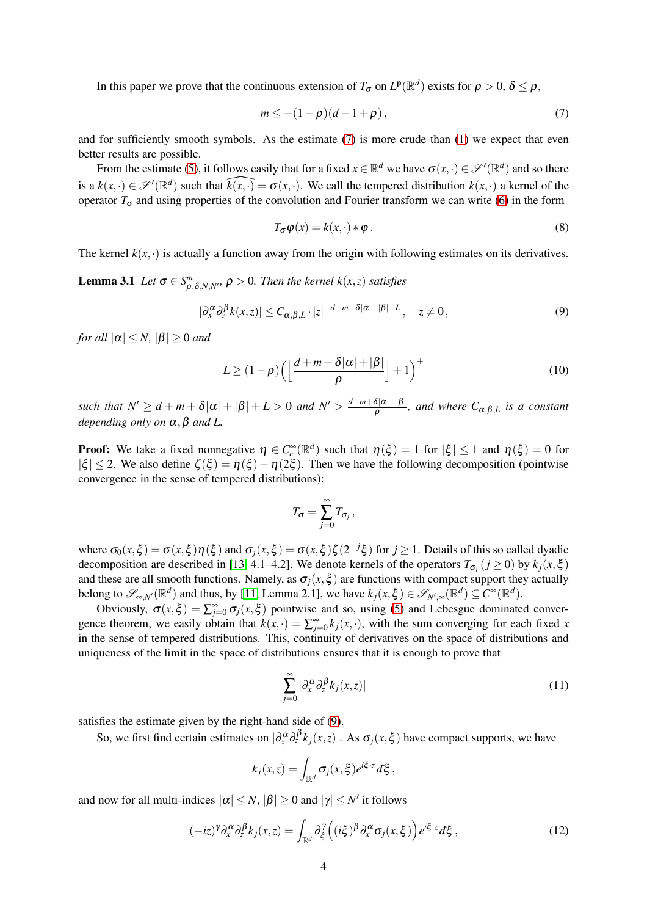In this paper we prove that the continuous extension of $T_\sigma$ on $L^{\mathbf{p}}(\mathbb{R}^d)$ exists for $\rho > 0$, $\delta \leq \rho$,

$$m \leq -(1-\rho)(d+1+\rho)\,, \tag{7}$$

and for sufficiently smooth symbols. As the estimate (7) is more crude than (1) we expect that even better results are possible.

From the estimate (5), it follows easily that for a fixed $x \in \mathbb{R}^d$ we have $\sigma(x,\cdot) \in \mathscr{S}'(\mathbb{R}^d)$ and so there is a $k(x,\cdot) \in \mathscr{S}'(\mathbb{R}^d)$ such that $\widehat{k(x,\cdot)} = \sigma(x,\cdot)$. We call the tempered distribution $k(x,\cdot)$ a kernel of the operator $T_\sigma$ and using properties of the convolution and Fourier transform we can write (6) in the form

$$T_\sigma \varphi(x) = k(x,\cdot) * \varphi\,. \tag{8}$$

The kernel $k(x,\cdot)$ is actually a function away from the origin with following estimates on its derivatives.

**Lemma 3.1** *Let $\sigma \in S^m_{\rho,\delta,N,N'}$, $\rho > 0$. Then the kernel $k(x,z)$ satisfies*

$$|\partial_x^\alpha \partial_z^\beta k(x,z)| \leq C_{\alpha,\beta,L} \cdot |z|^{-d-m-\delta|\alpha|-|\beta|-L}\,, \quad z \neq 0\,, \tag{9}$$

*for all $|\alpha| \leq N$, $|\beta| \geq 0$ and*

$$L \geq (1-\rho)\Big(\Big\lfloor \frac{d+m+\delta|\alpha|+|\beta|}{\rho}\Big\rfloor + 1\Big)^+ \tag{10}$$

*such that $N' \geq d+m+\delta|\alpha|+|\beta|+L > 0$ and $N' > \frac{d+m+\delta|\alpha|+|\beta|}{\rho}$, and where $C_{\alpha,\beta,L}$ is a constant depending only on $\alpha,\beta$ and $L$.*

**Proof:** We take a fixed nonnegative $\eta \in C_c^\infty(\mathbb{R}^d)$ such that $\eta(\xi) = 1$ for $|\xi| \leq 1$ and $\eta(\xi) = 0$ for $|\xi| \leq 2$. We also define $\zeta(\xi) = \eta(\xi) - \eta(2\xi)$. Then we have the following decomposition (pointwise convergence in the sense of tempered distributions):

$$T_\sigma = \sum_{j=0}^\infty T_{\sigma_j}\,,$$

where $\sigma_0(x,\xi) = \sigma(x,\xi)\eta(\xi)$ and $\sigma_j(x,\xi) = \sigma(x,\xi)\zeta(2^{-j}\xi)$ for $j \geq 1$. Details of this so called dyadic decomposition are described in [13, 4.1–4.2]. We denote kernels of the operators $T_{\sigma_j}$ ($j \geq 0$) by $k_j(x,\xi)$ and these are all smooth functions. Namely, as $\sigma_j(x,\xi)$ are functions with compact support they actually belong to $\mathscr{S}_{\infty,N'}(\mathbb{R}^d)$ and thus, by [11, Lemma 2.1], we have $k_j(x,\xi) \in \mathscr{S}_{N',\infty}(\mathbb{R}^d) \subseteq C^\infty(\mathbb{R}^d)$.

Obviously, $\sigma(x,\xi) = \sum_{j=0}^\infty \sigma_j(x,\xi)$ pointwise and so, using (5) and Lebesgue dominated convergence theorem, we easily obtain that $k(x,\cdot) = \sum_{j=0}^\infty k_j(x,\cdot)$, with the sum converging for each fixed $x$ in the sense of tempered distributions. This, continuity of derivatives on the space of distributions and uniqueness of the limit in the space of distributions ensures that it is enough to prove that

$$\sum_{j=0}^\infty |\partial_x^\alpha \partial_z^\beta k_j(x,z)| \tag{11}$$

satisfies the estimate given by the right-hand side of (9).

So, we first find certain estimates on $|\partial_x^\alpha \partial_z^\beta k_j(x,z)|$. As $\sigma_j(x,\xi)$ have compact supports, we have

$$k_j(x,z) = \int_{\mathbb{R}^d} \sigma_j(x,\xi) e^{i\xi\cdot z} d\!\!\bar{}\,\xi\,,$$

and now for all multi-indices $|\alpha| \leq N$, $|\beta| \geq 0$ and $|\gamma| \leq N'$ it follows

$$(-iz)^\gamma \partial_x^\alpha \partial_z^\beta k_j(x,z) = \int_{\mathbb{R}^d} \partial_\xi^\gamma \Big((i\xi)^\beta \partial_x^\alpha \sigma_j(x,\xi)\Big) e^{i\xi\cdot z} d\!\!\bar{}\,\xi\,, \tag{12}$$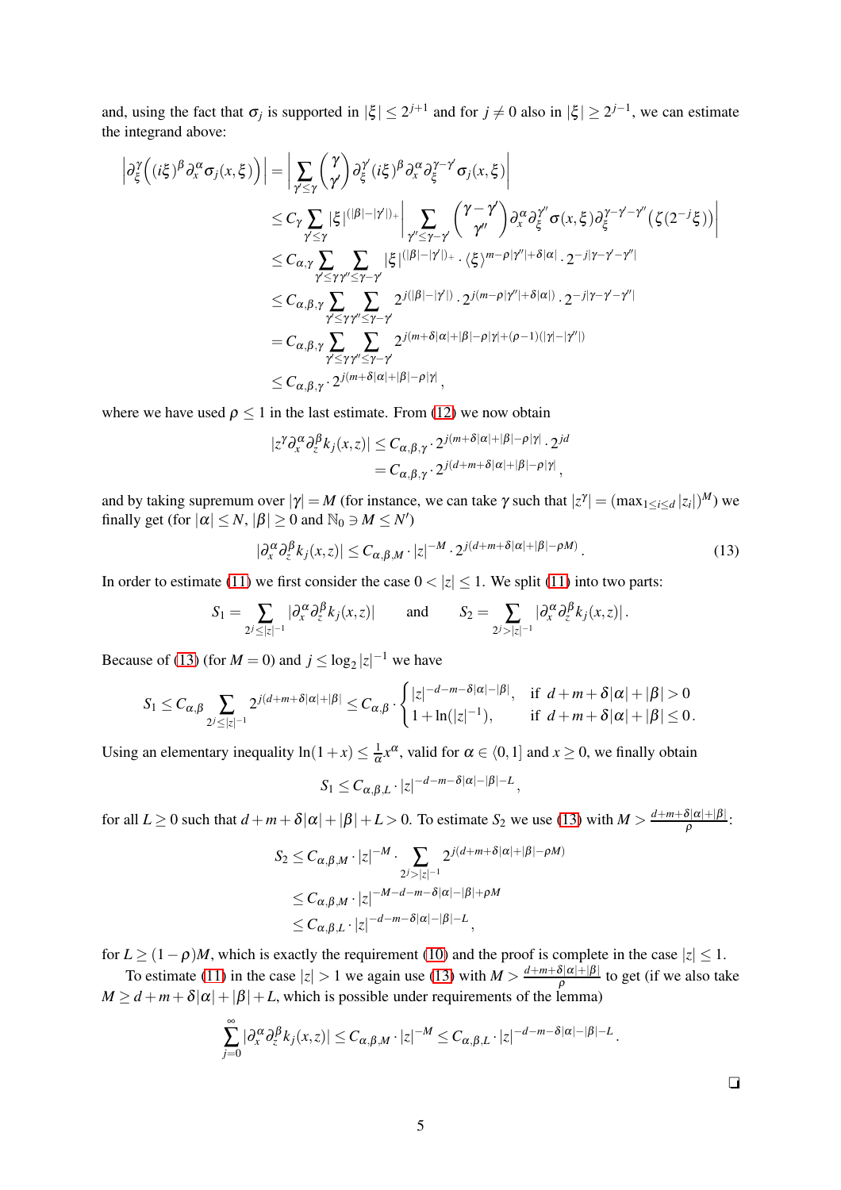and, using the fact that $\sigma_j$ is supported in $|\xi| \le 2^{j+1}$ and for $j \neq 0$ also in $|\xi| \ge 2^{j-1}$, we can estimate the integrand above:

$$
\begin{aligned}
\left|\partial_\xi^\gamma\Big((i\xi)^\beta \partial_x^\alpha \sigma_j(x,\xi)\Big)\right| &= \left|\sum_{\gamma' \le \gamma} \binom{\gamma}{\gamma'} \partial_\xi^{\gamma'}(i\xi)^\beta \partial_x^\alpha \partial_\xi^{\gamma-\gamma'} \sigma_j(x,\xi)\right| \\
&\le C_\gamma \sum_{\gamma' \le \gamma} |\xi|^{(|\beta|-|\gamma'|)_+} \left| \sum_{\gamma'' \le \gamma - \gamma'} \binom{\gamma-\gamma'}{\gamma''} \partial_x^\alpha \partial_\xi^{\gamma''} \sigma(x,\xi) \partial_\xi^{\gamma-\gamma'-\gamma''}\big(\zeta(2^{-j}\xi)\big)\right| \\
&\le C_{\alpha,\gamma} \sum_{\gamma' \le \gamma} \sum_{\gamma'' \le \gamma - \gamma'} |\xi|^{(|\beta|-|\gamma'|)_+} \cdot \langle \xi \rangle^{m-\rho|\gamma''|+\delta|\alpha|} \cdot 2^{-j|\gamma-\gamma'-\gamma''|} \\
&\le C_{\alpha,\beta,\gamma} \sum_{\gamma' \le \gamma} \sum_{\gamma'' \le \gamma - \gamma'} 2^{j(|\beta|-|\gamma'|)} \cdot 2^{j(m-\rho|\gamma''|+\delta|\alpha|)} \cdot 2^{-j|\gamma-\gamma'-\gamma''|} \\
&= C_{\alpha,\beta,\gamma} \sum_{\gamma' \le \gamma} \sum_{\gamma'' \le \gamma - \gamma'} 2^{j(m+\delta|\alpha|+|\beta|-\rho|\gamma|+(\rho-1)(|\gamma|-|\gamma''|)} \\
&\le C_{\alpha,\beta,\gamma} \cdot 2^{j(m+\delta|\alpha|+|\beta|-\rho|\gamma|}\,,
\end{aligned}
$$

where we have used $\rho \le 1$ in the last estimate. From (12) we now obtain

$$
\begin{aligned}
|z^\gamma \partial_x^\alpha \partial_z^\beta k_j(x,z)| &\le C_{\alpha,\beta,\gamma} \cdot 2^{j(m+\delta|\alpha|+|\beta|-\rho|\gamma|} \cdot 2^{jd} \\
&= C_{\alpha,\beta,\gamma} \cdot 2^{j(d+m+\delta|\alpha|+|\beta|-\rho|\gamma|}\,,
\end{aligned}
$$

and by taking supremum over $|\gamma| = M$ (for instance, we can take $\gamma$ such that $|z^\gamma| = (\max_{1\le i \le d} |z_i|)^M$) we finally get (for $|\alpha| \le N$, $|\beta| \ge 0$ and $\mathbb{N}_0 \ni M \le N'$)

$$
|\partial_x^\alpha \partial_z^\beta k_j(x,z)| \le C_{\alpha,\beta,M} \cdot |z|^{-M} \cdot 2^{j(d+m+\delta|\alpha|+|\beta|-\rho M)}\,. \tag{13}
$$

In order to estimate (11) we first consider the case $0 < |z| \le 1$. We split (11) into two parts:

$$
S_1 = \sum_{2^j \le |z|^{-1}} |\partial_x^\alpha \partial_z^\beta k_j(x,z)| \qquad \text{and} \qquad S_2 = \sum_{2^j > |z|^{-1}} |\partial_x^\alpha \partial_z^\beta k_j(x,z)|\,.
$$

Because of (13) (for $M = 0$) and $j \le \log_2 |z|^{-1}$ we have

$$
S_1 \le C_{\alpha,\beta} \sum_{2^j \le |z|^{-1}} 2^{j(d+m+\delta|\alpha|+|\beta|} \le C_{\alpha,\beta} \cdot \begin{cases} |z|^{-d-m-\delta|\alpha|-|\beta|}, & \text{if } d+m+\delta|\alpha|+|\beta| > 0 \\ 1 + \ln(|z|^{-1}), & \text{if } d+m+\delta|\alpha|+|\beta| \le 0\,. \end{cases}
$$

Using an elementary inequality $\ln(1+x) \le \frac{1}{\alpha} x^\alpha$, valid for $\alpha \in \langle 0, 1]$ and $x \ge 0$, we finally obtain

$$
S_1 \le C_{\alpha,\beta,L} \cdot |z|^{-d-m-\delta|\alpha|-|\beta|-L}\,,
$$

for all $L \ge 0$ such that $d+m+\delta|\alpha|+|\beta|+L > 0$. To estimate $S_2$ we use (13) with $M > \frac{d+m+\delta|\alpha|+|\beta|}{\rho}$:

$$
\begin{aligned}
S_2 &\le C_{\alpha,\beta,M} \cdot |z|^{-M} \cdot \sum_{2^j > |z|^{-1}} 2^{j(d+m+\delta|\alpha|+|\beta|-\rho M)} \\
&\le C_{\alpha,\beta,M} \cdot |z|^{-M-d-m-\delta|\alpha|-|\beta|+\rho M} \\
&\le C_{\alpha,\beta,L} \cdot |z|^{-d-m-\delta|\alpha|-|\beta|-L}\,,
\end{aligned}
$$

for $L \ge (1-\rho)M$, which is exactly the requirement (10) and the proof is complete in the case $|z| \le 1$.

To estimate (11) in the case $|z| > 1$ we again use (13) with $M > \frac{d+m+\delta|\alpha|+|\beta|}{\rho}$ to get (if we also take $M \ge d+m+\delta|\alpha|+|\beta|+L$, which is possible under requirements of the lemma)

$$
\sum_{j=0}^{\infty} |\partial_x^\alpha \partial_z^\beta k_j(x,z)| \le C_{\alpha,\beta,M} \cdot |z|^{-M} \le C_{\alpha,\beta,L} \cdot |z|^{-d-m-\delta|\alpha|-|\beta|-L}\,.
$$

❑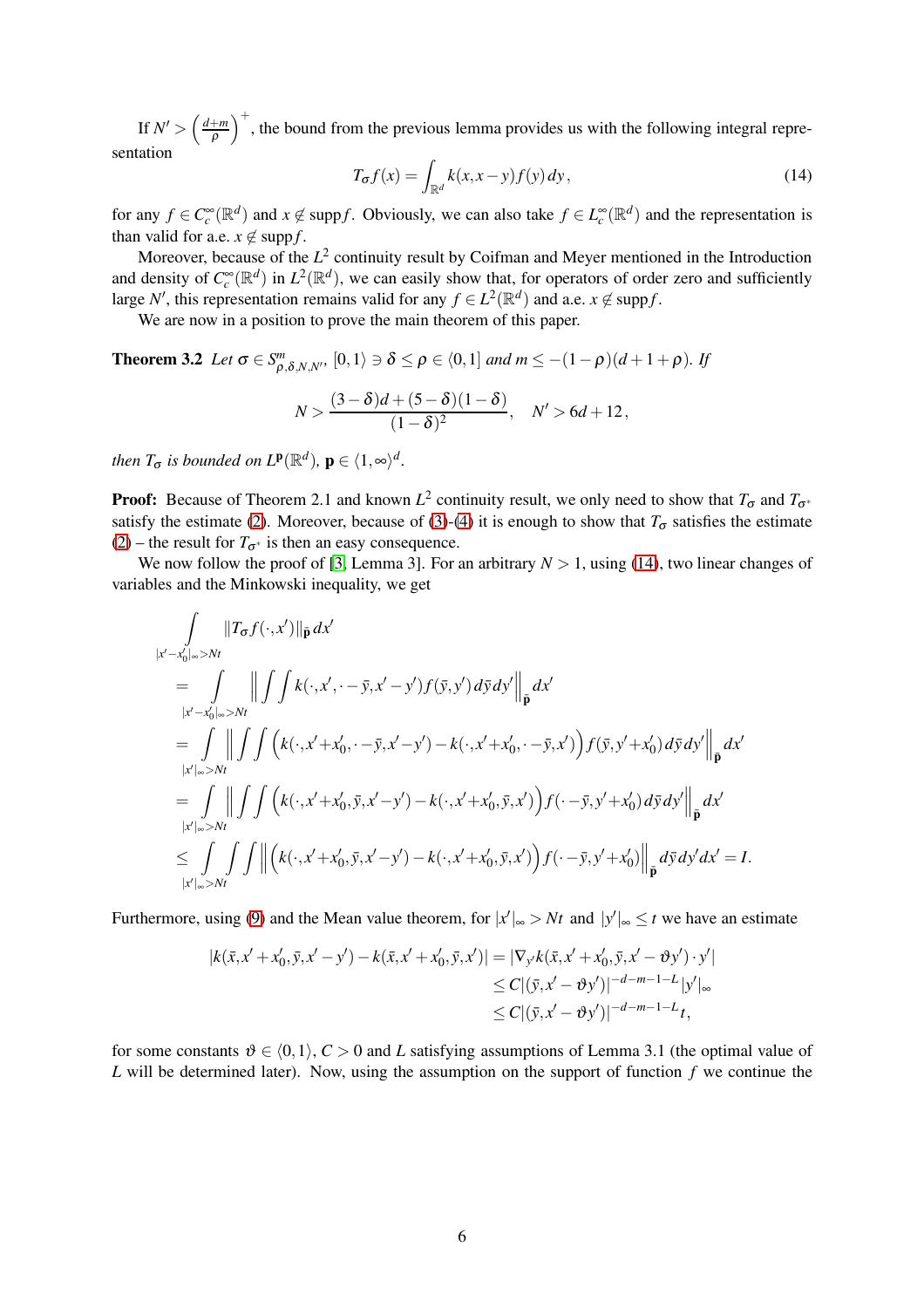If $N' > \left(\frac{d+m}{\rho}\right)^+$, the bound from the previous lemma provides us with the following integral representation

$$T_\sigma f(x) = \int_{\mathbb{R}^d} k(x, x-y) f(y)\, dy\,, \tag{14}$$

for any $f \in C_c^\infty(\mathbb{R}^d)$ and $x \notin \operatorname{supp} f$. Obviously, we can also take $f \in L_c^\infty(\mathbb{R}^d)$ and the representation is than valid for a.e. $x \notin \operatorname{supp} f$.

Moreover, because of the $L^2$ continuity result by Coifman and Meyer mentioned in the Introduction and density of $C_c^\infty(\mathbb{R}^d)$ in $L^2(\mathbb{R}^d)$, we can easily show that, for operators of order zero and sufficiently large $N'$, this representation remains valid for any $f \in L^2(\mathbb{R}^d)$ and a.e. $x \notin \operatorname{supp} f$.

We are now in a position to prove the main theorem of this paper.

**Theorem 3.2** *Let $\sigma \in S^m_{\rho,\delta,N,N'}$, $[0,1\rangle \ni \delta \leq \rho \in \langle 0,1]$ and $m \leq -(1-\rho)(d+1+\rho)$. If*

$$N > \frac{(3-\delta)d + (5-\delta)(1-\delta)}{(1-\delta)^2}, \quad N' > 6d+12\,,$$

*then $T_\sigma$ is bounded on $L^{\mathbf{p}}(\mathbb{R}^d)$, $\mathbf{p} \in \langle 1,\infty\rangle^d$.*

**Proof:** Because of Theorem 2.1 and known $L^2$ continuity result, we only need to show that $T_\sigma$ and $T_{\sigma^*}$ satisfy the estimate (2). Moreover, because of (3)-(4) it is enough to show that $T_\sigma$ satisfies the estimate (2) – the result for $T_{\sigma^*}$ is then an easy consequence.

We now follow the proof of [3, Lemma 3]. For an arbitrary $N > 1$, using (14), two linear changes of variables and the Minkowski inequality, we get

$$
\begin{aligned}
&\int\limits_{|x'-x_0'|_\infty > Nt} \|T_\sigma f(\cdot, x')\|_{\bar{\mathbf{p}}}\, dx' \\
&= \int\limits_{|x'-x_0'|_\infty > Nt} \Big\| \int\!\!\int k(\cdot, x', \cdot - \bar{y}, x'-y') f(\bar{y}, y')\, d\bar{y}\, dy' \Big\|_{\bar{\mathbf{p}}} dx' \\
&= \int\limits_{|x'|_\infty > Nt} \Big\| \int\!\!\int \Big( k(\cdot, x'+x_0', \cdot - \bar{y}, x'-y') - k(\cdot, x'+x_0', \cdot - \bar{y}, x') \Big) f(\bar{y}, y'+x_0')\, d\bar{y}\, dy' \Big\|_{\bar{\mathbf{p}}} dx' \\
&= \int\limits_{|x'|_\infty > Nt} \Big\| \int\!\!\int \Big( k(\cdot, x'+x_0', \bar{y}, x'-y') - k(\cdot, x'+x_0', \bar{y}, x') \Big) f(\cdot - \bar{y}, y'+x_0')\, d\bar{y}\, dy' \Big\|_{\bar{\mathbf{p}}} dx' \\
&\leq \int\limits_{|x'|_\infty > Nt} \int\!\!\int \Big\| \Big( k(\cdot, x'+x_0', \bar{y}, x'-y') - k(\cdot, x'+x_0', \bar{y}, x') \Big) f(\cdot - \bar{y}, y'+x_0') \Big\|_{\bar{\mathbf{p}}} d\bar{y}\, dy'\, dx' = I.
\end{aligned}
$$

Furthermore, using (9) and the Mean value theorem, for $|x'|_\infty > Nt$ and $|y'|_\infty \leq t$ we have an estimate

$$
\begin{aligned}
|k(\bar{x}, x'+x_0', \bar{y}, x'-y') - k(\bar{x}, x'+x_0', \bar{y}, x')| &= |\nabla_{y'} k(\bar{x}, x'+x_0', \bar{y}, x'-\vartheta y') \cdot y'| \\
&\leq C|(\bar{y}, x'-\vartheta y')|^{-d-m-1-L} |y'|_\infty \\
&\leq C|(\bar{y}, x'-\vartheta y')|^{-d-m-1-L}\, t,
\end{aligned}
$$

for some constants $\vartheta \in \langle 0,1\rangle$, $C > 0$ and $L$ satisfying assumptions of Lemma 3.1 (the optimal value of $L$ will be determined later). Now, using the assumption on the support of function $f$ we continue the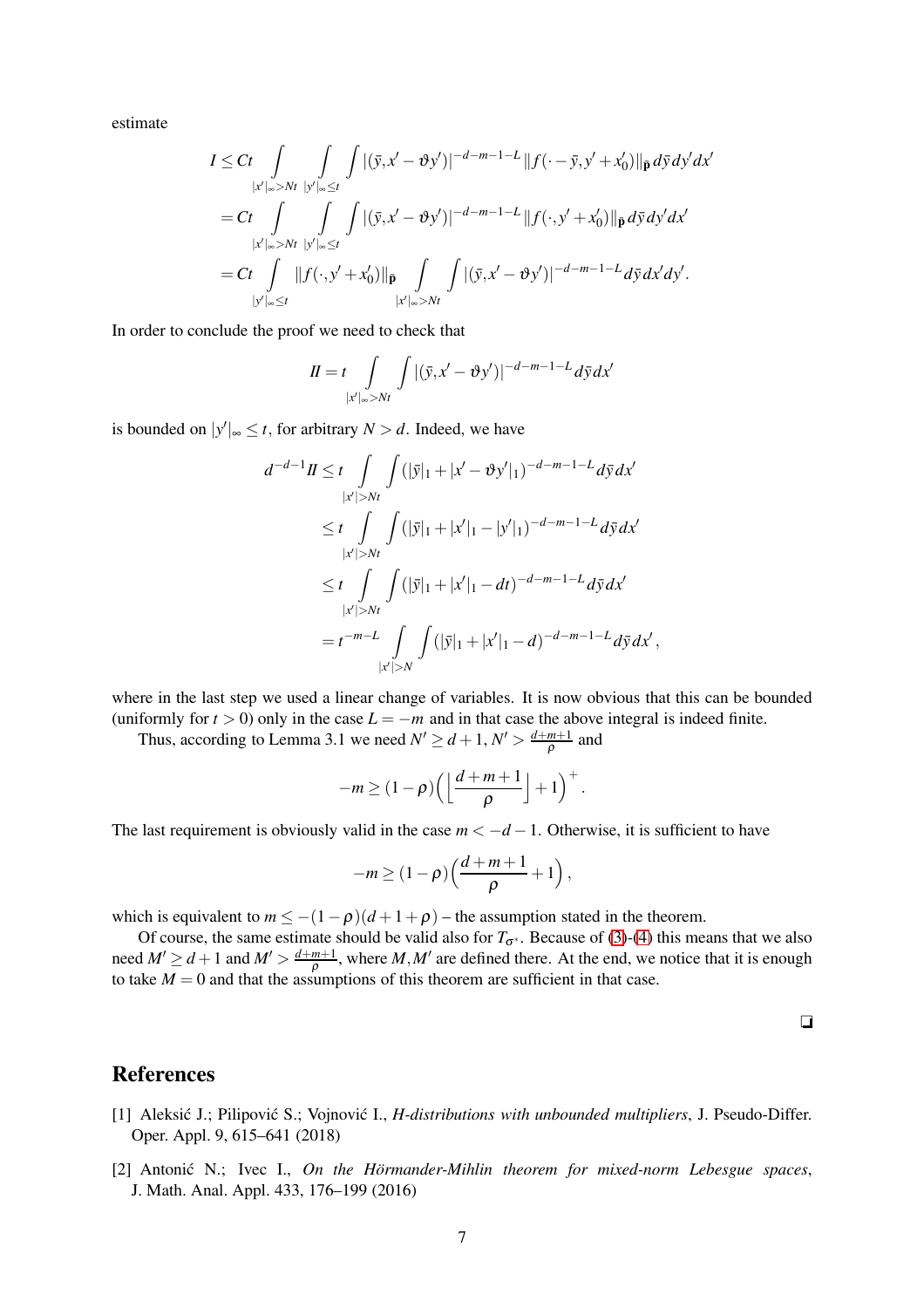estimate

$$
\begin{aligned}
I &\leq Ct \int\limits_{|x'|_\infty > Nt} \int\limits_{|y'|_\infty \leq t} \int |(\bar{y}, x' - \vartheta y')|^{-d-m-1-L} \|f(\cdot - \bar{y}, y' + x_0')\|_{\tilde{\mathbf{p}}} \, d\bar{y} dy' dx' \\
&= Ct \int\limits_{|x'|_\infty > Nt} \int\limits_{|y'|_\infty \leq t} \int |(\bar{y}, x' - \vartheta y')|^{-d-m-1-L} \|f(\cdot, y' + x_0')\|_{\tilde{\mathbf{p}}} \, d\bar{y} dy' dx' \\
&= Ct \int\limits_{|y'|_\infty \leq t} \|f(\cdot, y' + x_0')\|_{\tilde{\mathbf{p}}} \int\limits_{|x'|_\infty > Nt} \int |(\bar{y}, x' - \vartheta y')|^{-d-m-1-L} d\bar{y} dx' dy'.
\end{aligned}
$$

In order to conclude the proof we need to check that

$$
II = t \int\limits_{|x'|_\infty > Nt} \int |(\bar{y}, x' - \vartheta y')|^{-d-m-1-L} d\bar{y} dx'
$$

is bounded on $|y'|_\infty \leq t$, for arbitrary $N > d$. Indeed, we have

$$
\begin{aligned}
d^{-d-1} II &\leq t \int\limits_{|x'| > Nt} \int (|\bar{y}|_1 + |x' - \vartheta y'|_1)^{-d-m-1-L} d\bar{y} dx' \\
&\leq t \int\limits_{|x'| > Nt} \int (|\bar{y}|_1 + |x'|_1 - |y'|_1)^{-d-m-1-L} d\bar{y} dx' \\
&\leq t \int\limits_{|x'| > Nt} \int (|\bar{y}|_1 + |x'|_1 - dt)^{-d-m-1-L} d\bar{y} dx' \\
&= t^{-m-L} \int\limits_{|x'| > N} \int (|\bar{y}|_1 + |x'|_1 - d)^{-d-m-1-L} d\bar{y} dx',
\end{aligned}
$$

where in the last step we used a linear change of variables. It is now obvious that this can be bounded (uniformly for $t > 0$) only in the case $L = -m$ and in that case the above integral is indeed finite.

Thus, according to Lemma 3.1 we need $N' \geq d+1$, $N' > \frac{d+m+1}{\rho}$ and

$$
-m \geq (1-\rho)\Big(\Big\lfloor \frac{d+m+1}{\rho} \Big\rfloor + 1\Big)^+.
$$

The last requirement is obviously valid in the case $m < -d-1$. Otherwise, it is sufficient to have

$$
-m \geq (1-\rho)\Big(\frac{d+m+1}{\rho} + 1\Big),
$$

which is equivalent to $m \leq -(1-\rho)(d+1+\rho)$ – the assumption stated in the theorem.

Of course, the same estimate should be valid also for $T_{\sigma^*}$. Because of (3)-(4) this means that we also need $M' \geq d+1$ and $M' > \frac{d+m+1}{\rho}$, where $M, M'$ are defined there. At the end, we notice that it is enough to take $M = 0$ and that the assumptions of this theorem are sufficient in that case.

❏

# References

[1] Aleksić J.; Pilipović S.; Vojnović I., *H-distributions with unbounded multipliers*, J. Pseudo-Differ. Oper. Appl. 9, 615–641 (2018)

[2] Antonić N.; Ivec I., *On the Hörmander-Mihlin theorem for mixed-norm Lebesgue spaces*, J. Math. Anal. Appl. 433, 176–199 (2016)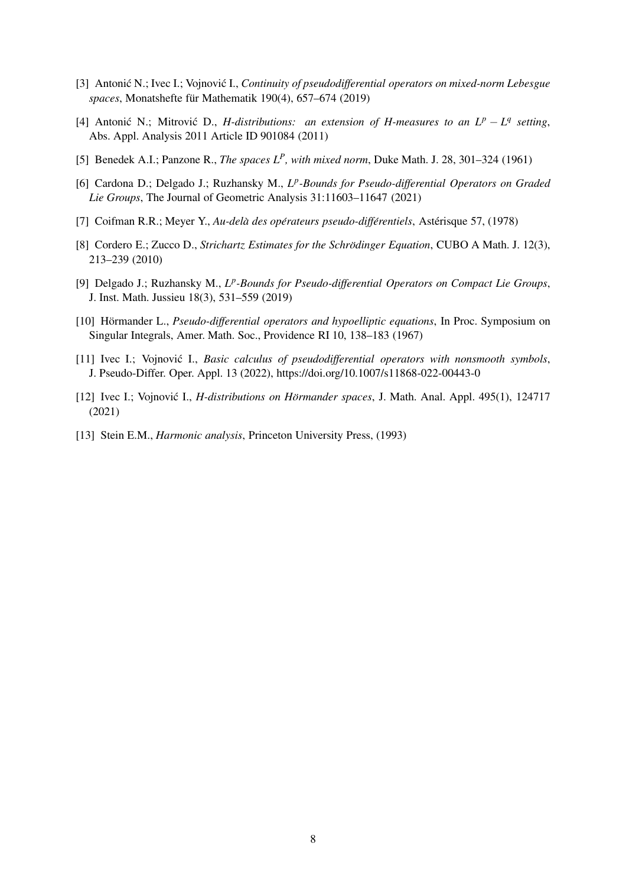[3] Antonić N.; Ivec I.; Vojnović I., *Continuity of pseudodifferential operators on mixed-norm Lebesgue spaces*, Monatshefte für Mathematik 190(4), 657–674 (2019)

[4] Antonić N.; Mitrović D., *H-distributions: an extension of H-measures to an $L^p - L^q$ setting*, Abs. Appl. Analysis 2011 Article ID 901084 (2011)

[5] Benedek A.I.; Panzone R., *The spaces $L^P$, with mixed norm*, Duke Math. J. 28, 301–324 (1961)

[6] Cardona D.; Delgado J.; Ruzhansky M., *$L^p$-Bounds for Pseudo-differential Operators on Graded Lie Groups*, The Journal of Geometric Analysis 31:11603–11647 (2021)

[7] Coifman R.R.; Meyer Y., *Au-delà des opérateurs pseudo-différentiels*, Astérisque 57, (1978)

[8] Cordero E.; Zucco D., *Strichartz Estimates for the Schrödinger Equation*, CUBO A Math. J. 12(3), 213–239 (2010)

[9] Delgado J.; Ruzhansky M., *$L^p$-Bounds for Pseudo-differential Operators on Compact Lie Groups*, J. Inst. Math. Jussieu 18(3), 531–559 (2019)

[10] Hörmander L., *Pseudo-differential operators and hypoelliptic equations*, In Proc. Symposium on Singular Integrals, Amer. Math. Soc., Providence RI 10, 138–183 (1967)

[11] Ivec I.; Vojnović I., *Basic calculus of pseudodifferential operators with nonsmooth symbols*, J. Pseudo-Differ. Oper. Appl. 13 (2022), https://doi.org/10.1007/s11868-022-00443-0

[12] Ivec I.; Vojnović I., *H-distributions on Hörmander spaces*, J. Math. Anal. Appl. 495(1), 124717 (2021)

[13] Stein E.M., *Harmonic analysis*, Princeton University Press, (1993)